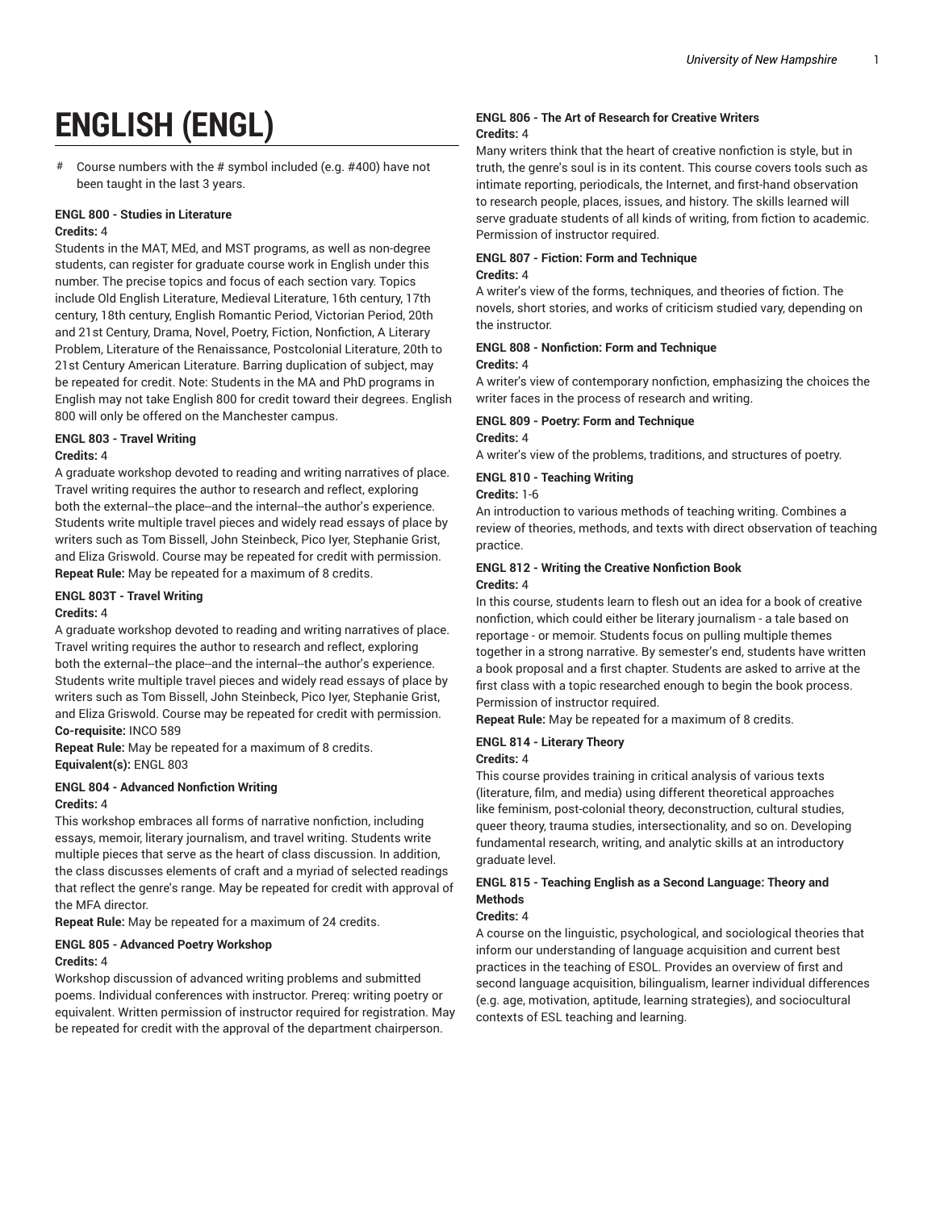# ENGLISH (ENGL)

# Course numbers with the # symbol included (e.g. #400) have not been taught in the last 3 years.

### ENGL 800 - Studies in Literature

**Credits:** 4

Students in the MAT, MEd, and MST programs, as well as non-degree students, can register for graduate course work in English under this number. The precise topics and focus of each section vary. Topics include Old English Literature, Medieval Literature, 16th century, 17th century, 18th century, English Romantic Period, Victorian Period, 20th and 21st Century, Drama, Novel, Poetry, Fiction, Nonfiction, A Literary Problem, Literature of the Renaissance, Postcolonial Literature, 20th to 21st Century American Literature. Barring duplication of subject, may be repeated for credit. Note: Students in the MA and PhD programs in English may not take English 800 for credit toward their degrees. English 800 will only be offered on the Manchester campus.

### ENGL 803 - Travel Writing

**Credits:** 4

A graduate workshop devoted to reading and writing narratives of place. Travel writing requires the author to research and reflect, exploring both the external--the place--and the internal--the author's experience. Students write multiple travel pieces and widely read essays of place by writers such as Tom Bissell, John Steinbeck, Pico Iyer, Stephanie Grist, and Eliza Griswold. Course may be repeated for credit with permission.

**Repeat Rule:** May be repeated for a maximum of 8 credits.

### ENGL 803T - Travel Writing

**Credits:** 4

A graduate workshop devoted to reading and writing narratives of place. Travel writing requires the author to research and reflect, exploring both the external--the place--and the internal--the author's experience. Students write multiple travel pieces and widely read essays of place by writers such as Tom Bissell, John Steinbeck, Pico Iyer, Stephanie Grist, and Eliza Griswold. Course may be repeated for credit with permission.

**Co-requisite:** INCO 589

**Repeat Rule:** May be repeated for a maximum of 8 credits.

**Equivalent(s):** ENGL 803

### ENGL 804 - Advanced Nonfiction Writing

**Credits:** 4

This workshop embraces all forms of narrative nonfiction, including essays, memoir, literary journalism, and travel writing. Students write multiple pieces that serve as the heart of class discussion. In addition, the class discusses elements of craft and a myriad of selected readings that reflect the genre's range. May be repeated for credit with approval of the MFA director.

**Repeat Rule:** May be repeated for a maximum of 24 credits.

### ENGL 805 - Advanced Poetry Workshop

**Credits:** 4

Workshop discussion of advanced writing problems and submitted poems. Individual conferences with instructor. Prereq: writing poetry or equivalent. Written permission of instructor required for registration. May be repeated for credit with the approval of the department chairperson.

### ENGL 806 - The Art of Research for Creative Writers

**Credits:** 4

Many writers think that the heart of creative nonfiction is style, but in truth, the genre's soul is in its content. This course covers tools such as intimate reporting, periodicals, the Internet, and first-hand observation to research people, places, issues, and history. The skills learned will serve graduate students of all kinds of writing, from fiction to academic. Permission of instructor required.

### ENGL 807 - Fiction: Form and Technique

**Credits:** 4

A writer's view of the forms, techniques, and theories of fiction. The novels, short stories, and works of criticism studied vary, depending on the instructor.

### ENGL 808 - Nonfiction: Form and Technique

**Credits:** 4

A writer's view of contemporary nonfiction, emphasizing the choices the writer faces in the process of research and writing.

### ENGL 809 - Poetry: Form and Technique

**Credits:** 4

A writer's view of the problems, traditions, and structures of poetry.

### ENGL 810 - Teaching Writing

**Credits:** 1-6

An introduction to various methods of teaching writing. Combines a review of theories, methods, and texts with direct observation of teaching practice.

### ENGL 812 - Writing the Creative Nonfiction Book

**Credits:** 4

In this course, students learn to flesh out an idea for a book of creative nonfiction, which could either be literary journalism - a tale based on reportage - or memoir. Students focus on pulling multiple themes together in a strong narrative. By semester's end, students have written a book proposal and a first chapter. Students are asked to arrive at the first class with a topic researched enough to begin the book process. Permission of instructor required.

**Repeat Rule:** May be repeated for a maximum of 8 credits.

### ENGL 814 - Literary Theory

**Credits:** 4

This course provides training in critical analysis of various texts (literature, film, and media) using different theoretical approaches like feminism, post-colonial theory, deconstruction, cultural studies, queer theory, trauma studies, intersectionality, and so on. Developing fundamental research, writing, and analytic skills at an introductory graduate level.

### ENGL 815 - Teaching English as a Second Language: Theory and Methods

**Credits:** 4

A course on the linguistic, psychological, and sociological theories that inform our understanding of language acquisition and current best practices in the teaching of ESOL. Provides an overview of first and second language acquisition, bilingualism, learner individual differences (e.g. age, motivation, aptitude, learning strategies), and sociocultural contexts of ESL teaching and learning.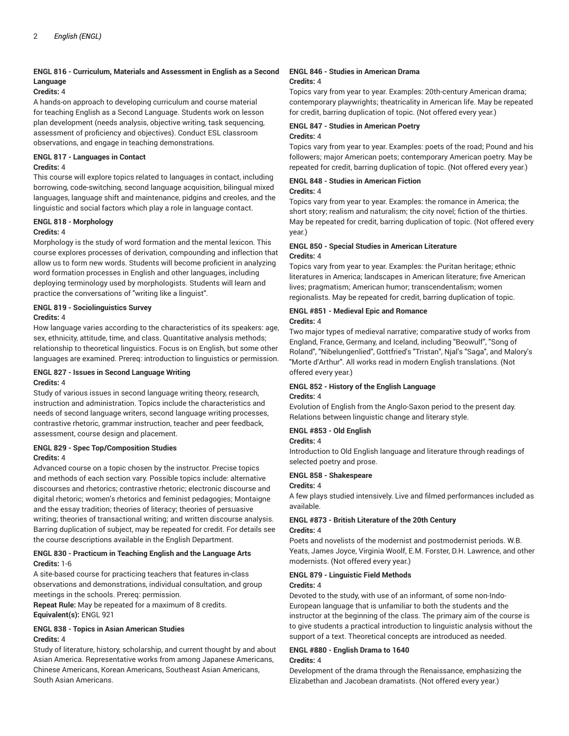### ENGL 816 - Curriculum, Materials and Assessment in English as a Second Language

**Credits:** 4

A hands-on approach to developing curriculum and course material for teaching English as a Second Language. Students work on lesson plan development (needs analysis, objective writing, task sequencing, assessment of proficiency and objectives). Conduct ESL classroom observations, and engage in teaching demonstrations.

### ENGL 817 - Languages in Contact

**Credits:** 4

This course will explore topics related to languages in contact, including borrowing, code-switching, second language acquisition, bilingual mixed languages, language shift and maintenance, pidgins and creoles, and the linguistic and social factors which play a role in language contact.

### ENGL 818 - Morphology

**Credits:** 4

Morphology is the study of word formation and the mental lexicon. This course explores processes of derivation, compounding and inflection that allow us to form new words. Students will become proficient in analyzing word formation processes in English and other languages, including deploying terminology used by morphologists. Students will learn and practice the conversations of "writing like a linguist".

### ENGL 819 - Sociolinguistics Survey

**Credits:** 4

How language varies according to the characteristics of its speakers: age, sex, ethnicity, attitude, time, and class. Quantitative analysis methods; relationship to theoretical linguistics. Focus is on English, but some other languages are examined. Prereq: introduction to linguistics or permission.

### ENGL 827 - Issues in Second Language Writing

**Credits:** 4

Study of various issues in second language writing theory, research, instruction and administration. Topics include the characteristics and needs of second language writers, second language writing processes, contrastive rhetoric, grammar instruction, teacher and peer feedback, assessment, course design and placement.

### ENGL 829 - Spec Top/Composition Studies

**Credits:** 4

Advanced course on a topic chosen by the instructor. Precise topics and methods of each section vary. Possible topics include: alternative discourses and rhetorics; contrastive rhetoric; electronic discourse and digital rhetoric; women's rhetorics and feminist pedagogies; Montaigne and the essay tradition; theories of literacy; theories of persuasive writing; theories of transactional writing; and written discourse analysis. Barring duplication of subject, may be repeated for credit. For details see the course descriptions available in the English Department.

### ENGL 830 - Practicum in Teaching English and the Language Arts

**Credits:** 1-6

A site-based course for practicing teachers that features in-class observations and demonstrations, individual consultation, and group meetings in the schools. Prereq: permission.

**Repeat Rule:** May be repeated for a maximum of 8 credits.

**Equivalent(s):** ENGL 921

### ENGL 838 - Topics in Asian American Studies

**Credits:** 4

Study of literature, history, scholarship, and current thought by and about Asian America. Representative works from among Japanese Americans, Chinese Americans, Korean Americans, Southeast Asian Americans, South Asian Americans.

### ENGL 846 - Studies in American Drama

**Credits:** 4

Topics vary from year to year. Examples: 20th-century American drama; contemporary playwrights; theatricality in American life. May be repeated for credit, barring duplication of topic. (Not offered every year.)

### ENGL 847 - Studies in American Poetry

**Credits:** 4

Topics vary from year to year. Examples: poets of the road; Pound and his followers; major American poets; contemporary American poetry. May be repeated for credit, barring duplication of topic. (Not offered every year.)

### ENGL 848 - Studies in American Fiction

**Credits:** 4

Topics vary from year to year. Examples: the romance in America; the short story; realism and naturalism; the city novel; fiction of the thirties. May be repeated for credit, barring duplication of topic. (Not offered every year.)

### ENGL 850 - Special Studies in American Literature

**Credits:** 4

Topics vary from year to year. Examples: the Puritan heritage; ethnic literatures in America; landscapes in American literature; five American lives; pragmatism; American humor; transcendentalism; women regionalists. May be repeated for credit, barring duplication of topic.

### ENGL #851 - Medieval Epic and Romance

**Credits:** 4

Two major types of medieval narrative; comparative study of works from England, France, Germany, and Iceland, including "Beowulf", "Song of Roland", "Nibelungenlied", Gottfried's "Tristan", Njal's "Saga", and Malory's "Morte d'Arthur". All works read in modern English translations. (Not offered every year.)

### ENGL 852 - History of the English Language

**Credits:** 4

Evolution of English from the Anglo-Saxon period to the present day. Relations between linguistic change and literary style.

### ENGL #853 - Old English

**Credits:** 4

Introduction to Old English language and literature through readings of selected poetry and prose.

### ENGL 858 - Shakespeare

**Credits:** 4

A few plays studied intensively. Live and filmed performances included as available.

### ENGL #873 - British Literature of the 20th Century

**Credits:** 4

Poets and novelists of the modernist and postmodernist periods. W.B. Yeats, James Joyce, Virginia Woolf, E.M. Forster, D.H. Lawrence, and other modernists. (Not offered every year.)

### ENGL 879 - Linguistic Field Methods

**Credits:** 4

Devoted to the study, with use of an informant, of some non-Indo-European language that is unfamiliar to both the students and the instructor at the beginning of the class. The primary aim of the course is to give students a practical introduction to linguistic analysis without the support of a text. Theoretical concepts are introduced as needed.

### ENGL #880 - English Drama to 1640

**Credits:** 4

Development of the drama through the Renaissance, emphasizing the Elizabethan and Jacobean dramatists. (Not offered every year.)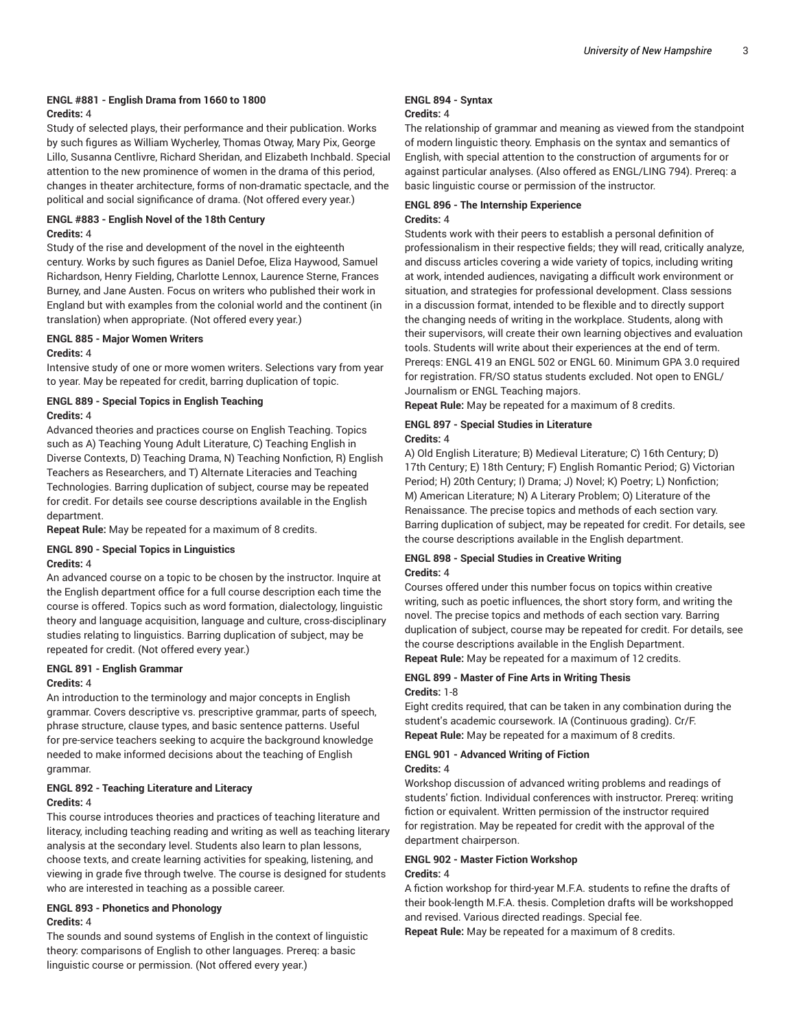#### ENGL #881 - English Drama from 1660 to 1800

**Credits:** 4

Study of selected plays, their performance and their publication. Works by such figures as William Wycherley, Thomas Otway, Mary Pix, George Lillo, Susanna Centlivre, Richard Sheridan, and Elizabeth Inchbald. Special attention to the new prominence of women in the drama of this period, changes in theater architecture, forms of non-dramatic spectacle, and the political and social significance of drama. (Not offered every year.)

#### ENGL #883 - English Novel of the 18th Century

**Credits:** 4

Study of the rise and development of the novel in the eighteenth century. Works by such figures as Daniel Defoe, Eliza Haywood, Samuel Richardson, Henry Fielding, Charlotte Lennox, Laurence Sterne, Frances Burney, and Jane Austen. Focus on writers who published their work in England but with examples from the colonial world and the continent (in translation) when appropriate. (Not offered every year.)

#### ENGL 885 - Major Women Writers

**Credits:** 4

Intensive study of one or more women writers. Selections vary from year to year. May be repeated for credit, barring duplication of topic.

#### ENGL 889 - Special Topics in English Teaching

**Credits:** 4

Advanced theories and practices course on English Teaching. Topics such as A) Teaching Young Adult Literature, C) Teaching English in Diverse Contexts, D) Teaching Drama, N) Teaching Nonfiction, R) English Teachers as Researchers, and T) Alternate Literacies and Teaching Technologies. Barring duplication of subject, course may be repeated for credit. For details see course descriptions available in the English department.

**Repeat Rule:** May be repeated for a maximum of 8 credits.

#### ENGL 890 - Special Topics in Linguistics

**Credits:** 4

An advanced course on a topic to be chosen by the instructor. Inquire at the English department office for a full course description each time the course is offered. Topics such as word formation, dialectology, linguistic theory and language acquisition, language and culture, cross-disciplinary studies relating to linguistics. Barring duplication of subject, may be repeated for credit. (Not offered every year.)

#### ENGL 891 - English Grammar

**Credits:** 4

An introduction to the terminology and major concepts in English grammar. Covers descriptive vs. prescriptive grammar, parts of speech, phrase structure, clause types, and basic sentence patterns. Useful for pre-service teachers seeking to acquire the background knowledge needed to make informed decisions about the teaching of English grammar.

#### ENGL 892 - Teaching Literature and Literacy

**Credits:** 4

This course introduces theories and practices of teaching literature and literacy, including teaching reading and writing as well as teaching literary analysis at the secondary level. Students also learn to plan lessons, choose texts, and create learning activities for speaking, listening, and viewing in grade five through twelve. The course is designed for students who are interested in teaching as a possible career.

#### ENGL 893 - Phonetics and Phonology

**Credits:** 4

The sounds and sound systems of English in the context of linguistic theory: comparisons of English to other languages. Prereq: a basic linguistic course or permission. (Not offered every year.)

#### ENGL 894 - Syntax

**Credits:** 4

The relationship of grammar and meaning as viewed from the standpoint of modern linguistic theory. Emphasis on the syntax and semantics of English, with special attention to the construction of arguments for or against particular analyses. (Also offered as ENGL/LING 794). Prereq: a basic linguistic course or permission of the instructor.

#### ENGL 896 - The Internship Experience

**Credits:** 4

Students work with their peers to establish a personal definition of professionalism in their respective fields; they will read, critically analyze, and discuss articles covering a wide variety of topics, including writing at work, intended audiences, navigating a difficult work environment or situation, and strategies for professional development. Class sessions in a discussion format, intended to be flexible and to directly support the changing needs of writing in the workplace. Students, along with their supervisors, will create their own learning objectives and evaluation tools. Students will write about their experiences at the end of term. Prereqs: ENGL 419 an ENGL 502 or ENGL 60. Minimum GPA 3.0 required for registration. FR/SO status students excluded. Not open to ENGL/Journalism or ENGL Teaching majors.

**Repeat Rule:** May be repeated for a maximum of 8 credits.

#### ENGL 897 - Special Studies in Literature

**Credits:** 4

A) Old English Literature; B) Medieval Literature; C) 16th Century; D) 17th Century; E) 18th Century; F) English Romantic Period; G) Victorian Period; H) 20th Century; I) Drama; J) Novel; K) Poetry; L) Nonfiction; M) American Literature; N) A Literary Problem; O) Literature of the Renaissance. The precise topics and methods of each section vary. Barring duplication of subject, may be repeated for credit. For details, see the course descriptions available in the English department.

#### ENGL 898 - Special Studies in Creative Writing

**Credits:** 4

Courses offered under this number focus on topics within creative writing, such as poetic influences, the short story form, and writing the novel. The precise topics and methods of each section vary. Barring duplication of subject, course may be repeated for credit. For details, see the course descriptions available in the English Department.

**Repeat Rule:** May be repeated for a maximum of 12 credits.

#### ENGL 899 - Master of Fine Arts in Writing Thesis

**Credits:** 1-8

Eight credits required, that can be taken in any combination during the student's academic coursework. IA (Continuous grading). Cr/F.

**Repeat Rule:** May be repeated for a maximum of 8 credits.

#### ENGL 901 - Advanced Writing of Fiction

**Credits:** 4

Workshop discussion of advanced writing problems and readings of students' fiction. Individual conferences with instructor. Prereq: writing fiction or equivalent. Written permission of the instructor required for registration. May be repeated for credit with the approval of the department chairperson.

#### ENGL 902 - Master Fiction Workshop

**Credits:** 4

A fiction workshop for third-year M.F.A. students to refine the drafts of their book-length M.F.A. thesis. Completion drafts will be workshopped and revised. Various directed readings. Special fee.

**Repeat Rule:** May be repeated for a maximum of 8 credits.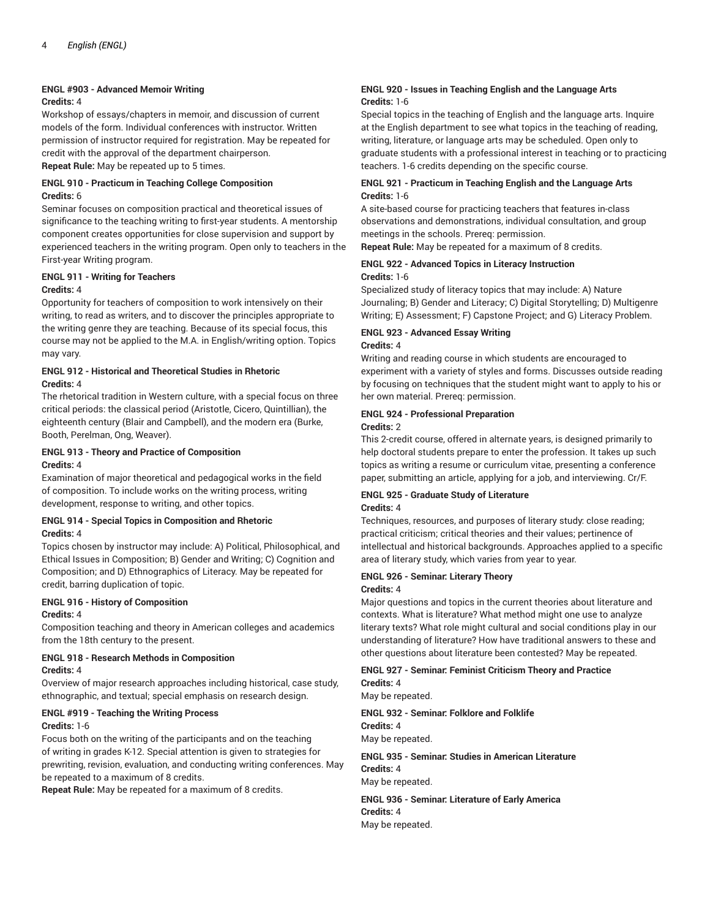#### ENGL #903 - Advanced Memoir Writing

**Credits:** 4

Workshop of essays/chapters in memoir, and discussion of current models of the form. Individual conferences with instructor. Written permission of instructor required for registration. May be repeated for credit with the approval of the department chairperson.

**Repeat Rule:** May be repeated up to 5 times.

#### ENGL 910 - Practicum in Teaching College Composition

**Credits:** 6

Seminar focuses on composition practical and theoretical issues of significance to the teaching writing to first-year students. A mentorship component creates opportunities for close supervision and support by experienced teachers in the writing program. Open only to teachers in the First-year Writing program.

#### ENGL 911 - Writing for Teachers

**Credits:** 4

Opportunity for teachers of composition to work intensively on their writing, to read as writers, and to discover the principles appropriate to the writing genre they are teaching. Because of its special focus, this course may not be applied to the M.A. in English/writing option. Topics may vary.

#### ENGL 912 - Historical and Theoretical Studies in Rhetoric

**Credits:** 4

The rhetorical tradition in Western culture, with a special focus on three critical periods: the classical period (Aristotle, Cicero, Quintillian), the eighteenth century (Blair and Campbell), and the modern era (Burke, Booth, Perelman, Ong, Weaver).

#### ENGL 913 - Theory and Practice of Composition

**Credits:** 4

Examination of major theoretical and pedagogical works in the field of composition. To include works on the writing process, writing development, response to writing, and other topics.

#### ENGL 914 - Special Topics in Composition and Rhetoric

**Credits:** 4

Topics chosen by instructor may include: A) Political, Philosophical, and Ethical Issues in Composition; B) Gender and Writing; C) Cognition and Composition; and D) Ethnographics of Literacy. May be repeated for credit, barring duplication of topic.

#### ENGL 916 - History of Composition

**Credits:** 4

Composition teaching and theory in American colleges and academics from the 18th century to the present.

#### ENGL 918 - Research Methods in Composition

**Credits:** 4

Overview of major research approaches including historical, case study, ethnographic, and textual; special emphasis on research design.

#### ENGL #919 - Teaching the Writing Process

**Credits:** 1-6

Focus both on the writing of the participants and on the teaching of writing in grades K-12. Special attention is given to strategies for prewriting, revision, evaluation, and conducting writing conferences. May be repeated to a maximum of 8 credits.

**Repeat Rule:** May be repeated for a maximum of 8 credits.

#### ENGL 920 - Issues in Teaching English and the Language Arts

**Credits:** 1-6

Special topics in the teaching of English and the language arts. Inquire at the English department to see what topics in the teaching of reading, writing, literature, or language arts may be scheduled. Open only to graduate students with a professional interest in teaching or to practicing teachers. 1-6 credits depending on the specific course.

#### ENGL 921 - Practicum in Teaching English and the Language Arts

**Credits:** 1-6

A site-based course for practicing teachers that features in-class observations and demonstrations, individual consultation, and group meetings in the schools. Prereq: permission.

**Repeat Rule:** May be repeated for a maximum of 8 credits.

#### ENGL 922 - Advanced Topics in Literacy Instruction

**Credits:** 1-6

Specialized study of literacy topics that may include: A) Nature Journaling; B) Gender and Literacy; C) Digital Storytelling; D) Multigenre Writing; E) Assessment; F) Capstone Project; and G) Literacy Problem.

#### ENGL 923 - Advanced Essay Writing

**Credits:** 4

Writing and reading course in which students are encouraged to experiment with a variety of styles and forms. Discusses outside reading by focusing on techniques that the student might want to apply to his or her own material. Prereq: permission.

#### ENGL 924 - Professional Preparation

**Credits:** 2

This 2-credit course, offered in alternate years, is designed primarily to help doctoral students prepare to enter the profession. It takes up such topics as writing a resume or curriculum vitae, presenting a conference paper, submitting an article, applying for a job, and interviewing. Cr/F.

#### ENGL 925 - Graduate Study of Literature

**Credits:** 4

Techniques, resources, and purposes of literary study: close reading; practical criticism; critical theories and their values; pertinence of intellectual and historical backgrounds. Approaches applied to a specific area of literary study, which varies from year to year.

#### ENGL 926 - Seminar: Literary Theory

**Credits:** 4

Major questions and topics in the current theories about literature and contexts. What is literature? What method might one use to analyze literary texts? What role might cultural and social conditions play in our understanding of literature? How have traditional answers to these and other questions about literature been contested? May be repeated.

#### ENGL 927 - Seminar: Feminist Criticism Theory and Practice

**Credits:** 4

May be repeated.

#### ENGL 932 - Seminar: Folklore and Folklife

**Credits:** 4

May be repeated.

#### ENGL 935 - Seminar: Studies in American Literature

**Credits:** 4

May be repeated.

#### ENGL 936 - Seminar: Literature of Early America

**Credits:** 4

May be repeated.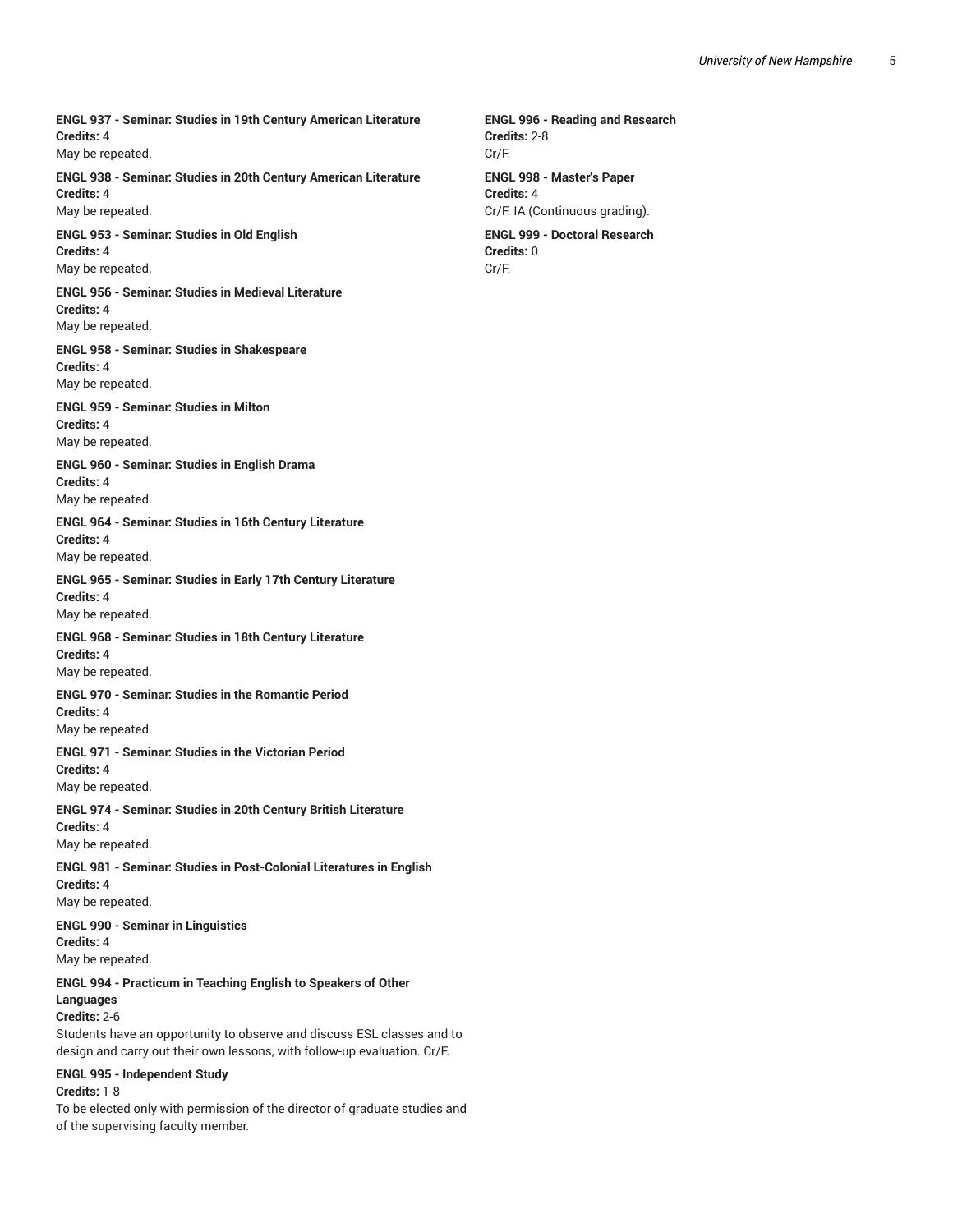**ENGL 937 - Seminar: Studies in 19th Century American Literature**
**Credits:** 4
May be repeated.

**ENGL 938 - Seminar: Studies in 20th Century American Literature**
**Credits:** 4
May be repeated.

**ENGL 953 - Seminar: Studies in Old English**
**Credits:** 4
May be repeated.

**ENGL 956 - Seminar: Studies in Medieval Literature**
**Credits:** 4
May be repeated.

**ENGL 958 - Seminar: Studies in Shakespeare**
**Credits:** 4
May be repeated.

**ENGL 959 - Seminar: Studies in Milton**
**Credits:** 4
May be repeated.

**ENGL 960 - Seminar: Studies in English Drama**
**Credits:** 4
May be repeated.

**ENGL 964 - Seminar: Studies in 16th Century Literature**
**Credits:** 4
May be repeated.

**ENGL 965 - Seminar: Studies in Early 17th Century Literature**
**Credits:** 4
May be repeated.

**ENGL 968 - Seminar: Studies in 18th Century Literature**
**Credits:** 4
May be repeated.

**ENGL 970 - Seminar: Studies in the Romantic Period**
**Credits:** 4
May be repeated.

**ENGL 971 - Seminar: Studies in the Victorian Period**
**Credits:** 4
May be repeated.

**ENGL 974 - Seminar: Studies in 20th Century British Literature**
**Credits:** 4
May be repeated.

**ENGL 981 - Seminar: Studies in Post-Colonial Literatures in English**
**Credits:** 4
May be repeated.

**ENGL 990 - Seminar in Linguistics**
**Credits:** 4
May be repeated.

**ENGL 994 - Practicum in Teaching English to Speakers of Other Languages**
**Credits:** 2-6
Students have an opportunity to observe and discuss ESL classes and to design and carry out their own lessons, with follow-up evaluation. Cr/F.

**ENGL 995 - Independent Study**
**Credits:** 1-8
To be elected only with permission of the director of graduate studies and of the supervising faculty member.

**ENGL 996 - Reading and Research**
**Credits:** 2-8
Cr/F.

**ENGL 998 - Master's Paper**
**Credits:** 4
Cr/F. IA (Continuous grading).

**ENGL 999 - Doctoral Research**
**Credits:** 0
Cr/F.